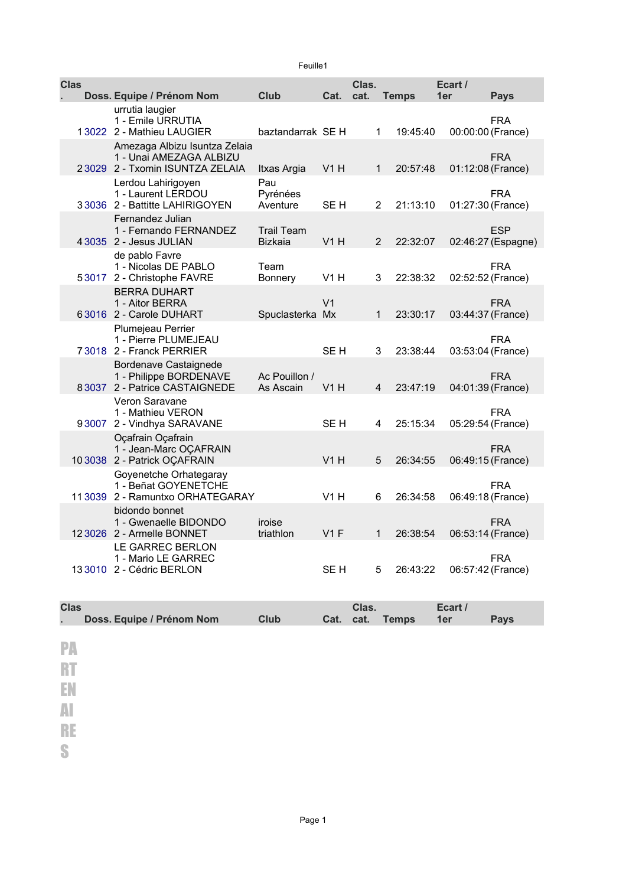Feuille1

| Clas. | Doss. | Equipe / Prénom Nom | Club | Cat. | Clas. cat. | Temps | Ecart / 1er | Pays |
|---|---|---|---|---|---|---|---|---|
| 1 | 3022 | urrutia laugier<br>1 - Emile URRUTIA<br>2 - Mathieu LAUGIER | baztandarrak | SE H | 1 | 19:45:40 | 00:00:00 | FRA (France) |
| 2 | 3029 | Amezaga Albizu Isuntza Zelaia<br>1 - Unai AMEZAGA ALBIZU<br>2 - Txomin ISUNTZA ZELAIA | Itxas Argia | V1 H | 1 | 20:57:48 | 01:12:08 | FRA (France) |
| 3 | 3036 | Lerdou Lahirigoyen<br>1 - Laurent LERDOU<br>2 - Battitte LAHIRIGOYEN | Pau Pyrénées Aventure | SE H | 2 | 21:13:10 | 01:27:30 | FRA (France) |
| 4 | 3035 | Fernandez Julian<br>1 - Fernando FERNANDEZ<br>2 - Jesus JULIAN | Trail Team Bizkaia | V1 H | 2 | 22:32:07 | 02:46:27 | ESP (Espagne) |
| 5 | 3017 | de pablo Favre<br>1 - Nicolas DE PABLO<br>2 - Christophe FAVRE | Team Bonnery | V1 H | 3 | 22:38:32 | 02:52:52 | FRA (France) |
| 6 | 3016 | BERRA DUHART<br>1 - Aitor BERRA<br>2 - Carole DUHART | Spuclasterka | V1 Mx | 1 | 23:30:17 | 03:44:37 | FRA (France) |
| 7 | 3018 | Plumejeau Perrier<br>1 - Pierre PLUMEJEAU<br>2 - Franck PERRIER | | SE H | 3 | 23:38:44 | 03:53:04 | FRA (France) |
| 8 | 3037 | Bordenave Castaignede<br>1 - Philippe BORDENAVE<br>2 - Patrice CASTAIGNEDE | Ac Pouillon / As Ascain | V1 H | 4 | 23:47:19 | 04:01:39 | FRA (France) |
| 9 | 3007 | Veron Saravane<br>1 - Mathieu VERON<br>2 - Vindhya SARAVANE | | SE H | 4 | 25:15:34 | 05:29:54 | FRA (France) |
| 10 | 3038 | Oçafrain Oçafrain<br>1 - Jean-Marc OÇAFRAIN<br>2 - Patrick OÇAFRAIN | | V1 H | 5 | 26:34:55 | 06:49:15 | FRA (France) |
| 11 | 3039 | Goyenetche Orhategaray<br>1 - Beñat GOYENETCHE<br>2 - Ramuntxo ORHATEGARAY | | V1 H | 6 | 26:34:58 | 06:49:18 | FRA (France) |
| 12 | 3026 | bidondo bonnet<br>1 - Gwenaelle BIDONDO<br>2 - Armelle BONNET | iroise triathlon | V1 F | 1 | 26:38:54 | 06:53:14 | FRA (France) |
| 13 | 3010 | LE GARREC BERLON<br>1 - Mario LE GARREC<br>2 - Cédric BERLON | | SE H | 5 | 26:43:22 | 06:57:42 | FRA (France) |

| Clas. | Doss. | Equipe / Prénom Nom | Club | Cat. | Clas. cat. | Temps | Ecart / 1er | Pays |
|---|---|---|---|---|---|---|---|---|

PARTENAIRES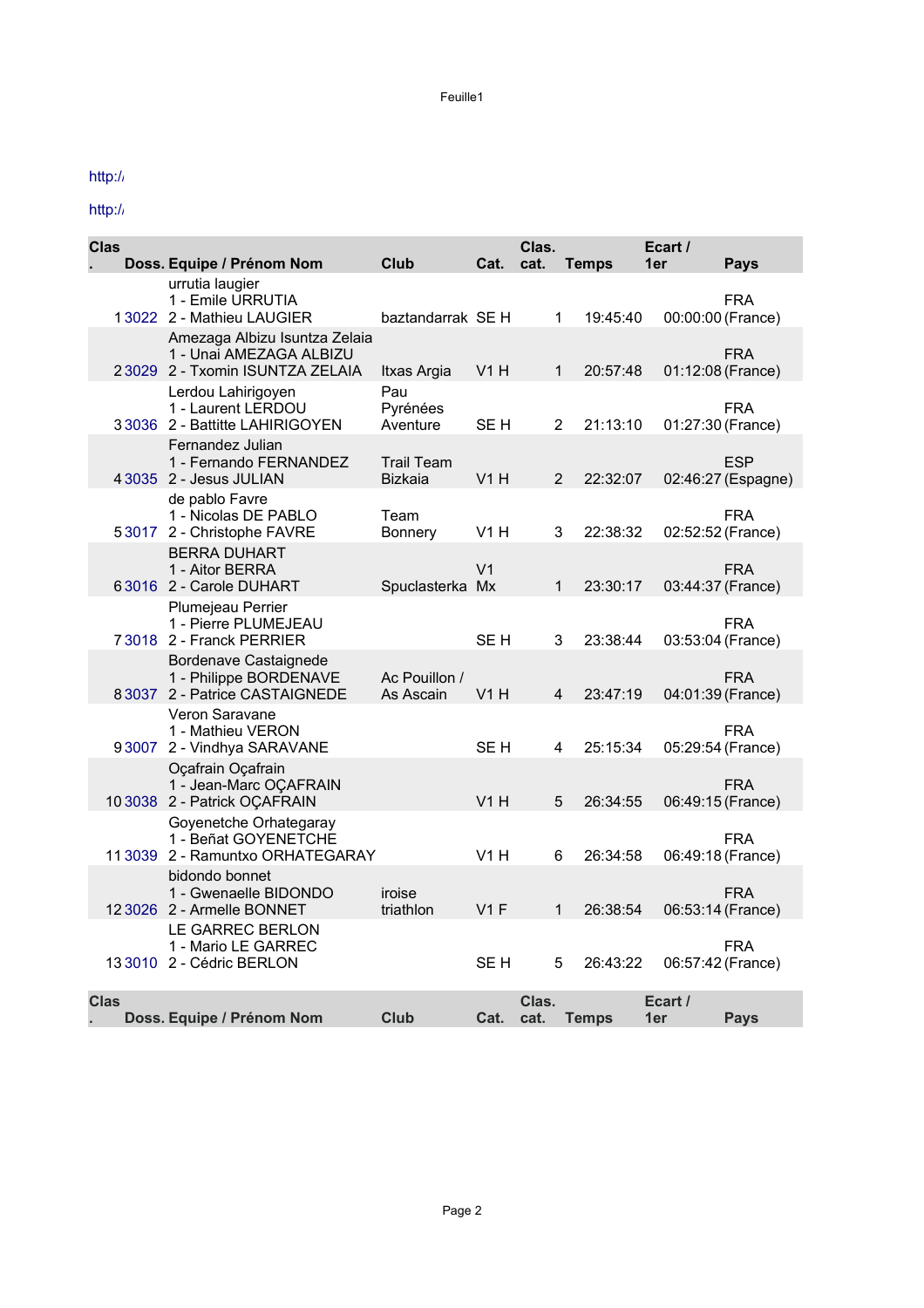http:/

http:/

| Clas. | Doss. | Equipe / Prénom Nom | Club | Cat. | Clas. cat. | Temps | Ecart / 1er | Pays |
|---|---|---|---|---|---|---|---|---|
| 1 | 3022 | urrutia laugier<br>1 - Emile URRUTIA<br>2 - Mathieu LAUGIER | baztandarrak | SE H | 1 | 19:45:40 | 00:00:00 | FRA (France) |
| 2 | 3029 | Amezaga Albizu Isuntza Zelaia<br>1 - Unai AMEZAGA ALBIZU<br>2 - Txomin ISUNTZA ZELAIA | Itxas Argia | V1 H | 1 | 20:57:48 | 01:12:08 | FRA (France) |
| 3 | 3036 | Lerdou Lahirigoyen<br>1 - Laurent LERDOU<br>2 - Battitte LAHIRIGOYEN | Pau Pyrénées Aventure | SE H | 2 | 21:13:10 | 01:27:30 | FRA (France) |
| 4 | 3035 | Fernandez Julian<br>1 - Fernando FERNANDEZ<br>2 - Jesus JULIAN | Trail Team Bizkaia | V1 H | 2 | 22:32:07 | 02:46:27 | ESP (Espagne) |
| 5 | 3017 | de pablo Favre<br>1 - Nicolas DE PABLO<br>2 - Christophe FAVRE | Team Bonnery | V1 H | 3 | 22:38:32 | 02:52:52 | FRA (France) |
| 6 | 3016 | BERRA DUHART<br>1 - Aitor BERRA<br>2 - Carole DUHART | Spuclasterka | V1 Mx | 1 | 23:30:17 | 03:44:37 | FRA (France) |
| 7 | 3018 | Plumejeau Perrier<br>1 - Pierre PLUMEJEAU<br>2 - Franck PERRIER | | SE H | 3 | 23:38:44 | 03:53:04 | FRA (France) |
| 8 | 3037 | Bordenave Castaignede<br>1 - Philippe BORDENAVE<br>2 - Patrice CASTAIGNEDE | Ac Pouillon / As Ascain | V1 H | 4 | 23:47:19 | 04:01:39 | FRA (France) |
| 9 | 3007 | Veron Saravane<br>1 - Mathieu VERON<br>2 - Vindhya SARAVANE | | SE H | 4 | 25:15:34 | 05:29:54 | FRA (France) |
| 10 | 3038 | Oçafrain Oçafrain<br>1 - Jean-Marc OÇAFRAIN<br>2 - Patrick OÇAFRAIN | | V1 H | 5 | 26:34:55 | 06:49:15 | FRA (France) |
| 11 | 3039 | Goyenetche Orhategaray<br>1 - Beñat GOYENETCHE<br>2 - Ramuntxo ORHATEGARAY | | V1 H | 6 | 26:34:58 | 06:49:18 | FRA (France) |
| 12 | 3026 | bidondo bonnet<br>1 - Gwenaelle BIDONDO<br>2 - Armelle BONNET | iroise triathlon | V1 F | 1 | 26:38:54 | 06:53:14 | FRA (France) |
| 13 | 3010 | LE GARREC BERLON<br>1 - Mario LE GARREC<br>2 - Cédric BERLON | | SE H | 5 | 26:43:22 | 06:57:42 | FRA (France) |
| Clas. | Doss. | Equipe / Prénom Nom | Club | Cat. | Clas. cat. | Temps | Ecart / 1er | Pays |